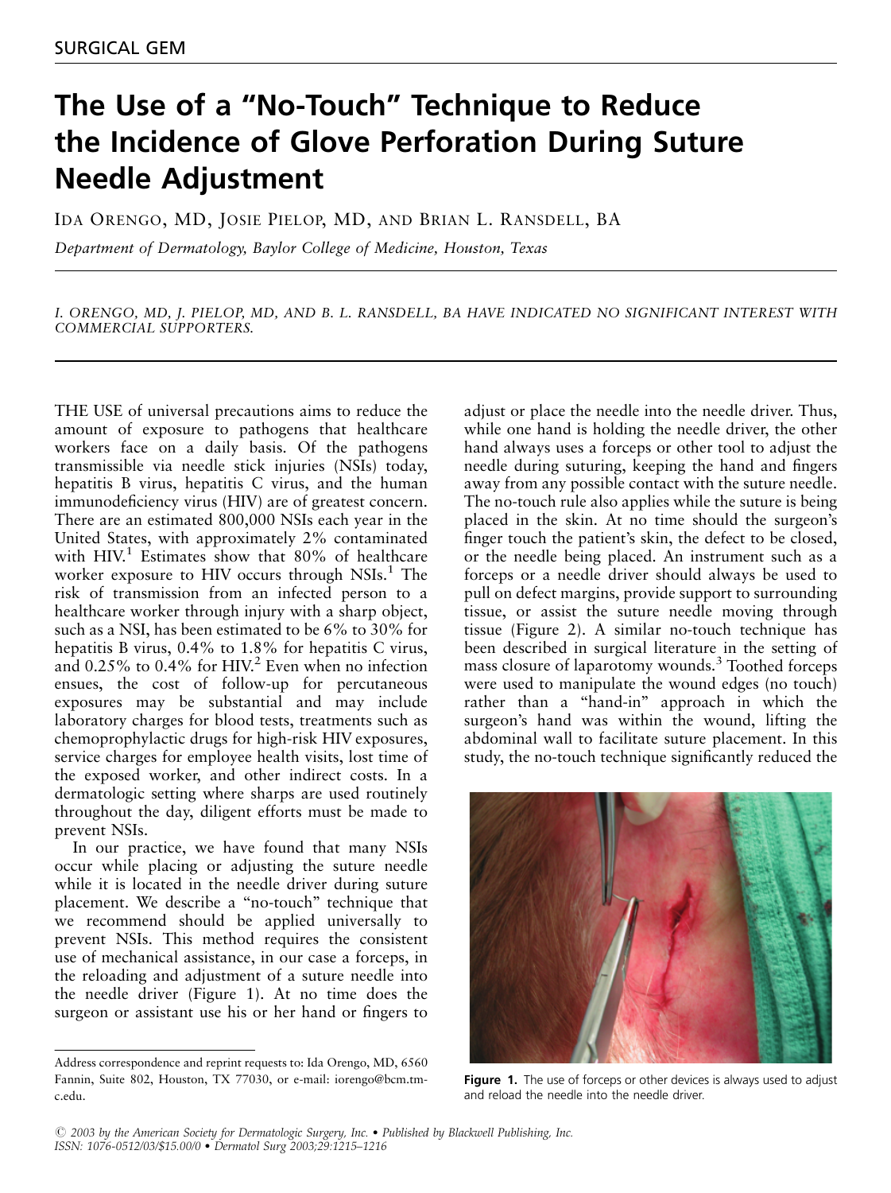SURGICAL GEM

# The Use of a "No-Touch" Technique to Reduce the Incidence of Glove Perforation During Suture Needle Adjustment

Ida Orengo, MD, Josie Pielop, MD, and Brian L. Ransdell, BA

*Department of Dermatology, Baylor College of Medicine, Houston, Texas*

I. ORENGO, MD, J. PIELOP, MD, AND B. L. RANSDELL, BA HAVE INDICATED NO SIGNIFICANT INTEREST WITH COMMERCIAL SUPPORTERS.

THE USE of universal precautions aims to reduce the amount of exposure to pathogens that healthcare workers face on a daily basis. Of the pathogens transmissible via needle stick injuries (NSIs) today, hepatitis B virus, hepatitis C virus, and the human immunodeficiency virus (HIV) are of greatest concern. There are an estimated 800,000 NSIs each year in the United States, with approximately 2% contaminated with HIV.[1] Estimates show that 80% of healthcare worker exposure to HIV occurs through NSIs.[1] The risk of transmission from an infected person to a healthcare worker through injury with a sharp object, such as a NSI, has been estimated to be 6% to 30% for hepatitis B virus, 0.4% to 1.8% for hepatitis C virus, and 0.25% to 0.4% for HIV.[2] Even when no infection ensues, the cost of follow-up for percutaneous exposures may be substantial and may include laboratory charges for blood tests, treatments such as chemoprophylactic drugs for high-risk HIV exposures, service charges for employee health visits, lost time of the exposed worker, and other indirect costs. In a dermatologic setting where sharps are used routinely throughout the day, diligent efforts must be made to prevent NSIs.

In our practice, we have found that many NSIs occur while placing or adjusting the suture needle while it is located in the needle driver during suture placement. We describe a "no-touch" technique that we recommend should be applied universally to prevent NSIs. This method requires the consistent use of mechanical assistance, in our case a forceps, in the reloading and adjustment of a suture needle into the needle driver (Figure 1). At no time does the surgeon or assistant use his or her hand or fingers to adjust or place the needle into the needle driver. Thus, while one hand is holding the needle driver, the other hand always uses a forceps or other tool to adjust the needle during suturing, keeping the hand and fingers away from any possible contact with the suture needle. The no-touch rule also applies while the suture is being placed in the skin. At no time should the surgeon's finger touch the patient's skin, the defect to be closed, or the needle being placed. An instrument such as a forceps or a needle driver should always be used to pull on defect margins, provide support to surrounding tissue, or assist the suture needle moving through tissue (Figure 2). A similar no-touch technique has been described in surgical literature in the setting of mass closure of laparotomy wounds.[3] Toothed forceps were used to manipulate the wound edges (no touch) rather than a "hand-in" approach in which the surgeon's hand was within the wound, lifting the abdominal wall to facilitate suture placement. In this study, the no-touch technique significantly reduced the

**Figure 1.** The use of forceps or other devices is always used to adjust and reload the needle into the needle driver.

Address correspondence and reprint requests to: Ida Orengo, MD, 6560 Fannin, Suite 802, Houston, TX 77030, or e-mail: iorengo@bcm.tmc.edu.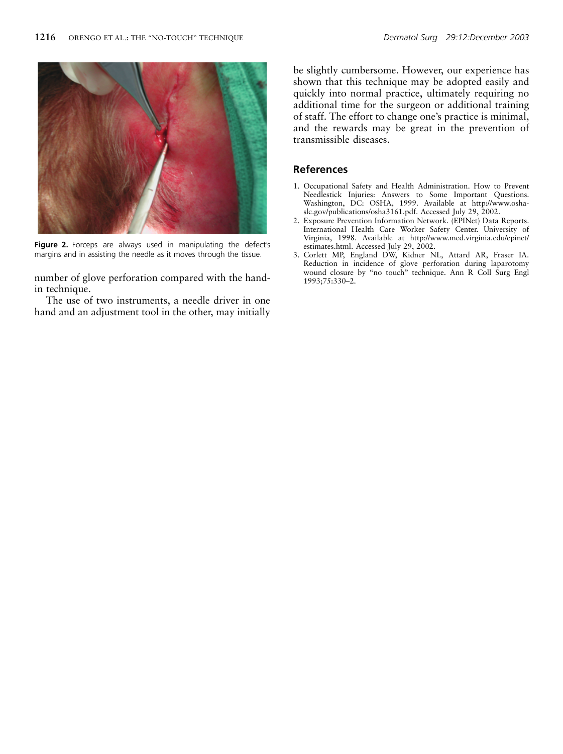Figure 2. Forceps are always used in manipulating the defect's margins and in assisting the needle as it moves through the tissue.

number of glove perforation compared with the hand-in technique.

The use of two instruments, a needle driver in one hand and an adjustment tool in the other, may initially be slightly cumbersome. However, our experience has shown that this technique may be adopted easily and quickly into normal practice, ultimately requiring no additional time for the surgeon or additional training of staff. The effort to change one's practice is minimal, and the rewards may be great in the prevention of transmissible diseases.

## References

1. Occupational Safety and Health Administration. How to Prevent Needlestick Injuries: Answers to Some Important Questions. Washington, DC: OSHA, 1999. Available at http://www.osha-slc.gov/publications/osha3161.pdf. Accessed July 29, 2002.
2. Exposure Prevention Information Network. (EPINet) Data Reports. International Health Care Worker Safety Center. University of Virginia, 1998. Available at http://www.med.virginia.edu/epinet/estimates.html. Accessed July 29, 2002.
3. Corlett MP, England DW, Kidner NL, Attard AR, Fraser IA. Reduction in incidence of glove perforation during laparotomy wound closure by "no touch" technique. Ann R Coll Surg Engl 1993;75:330–2.